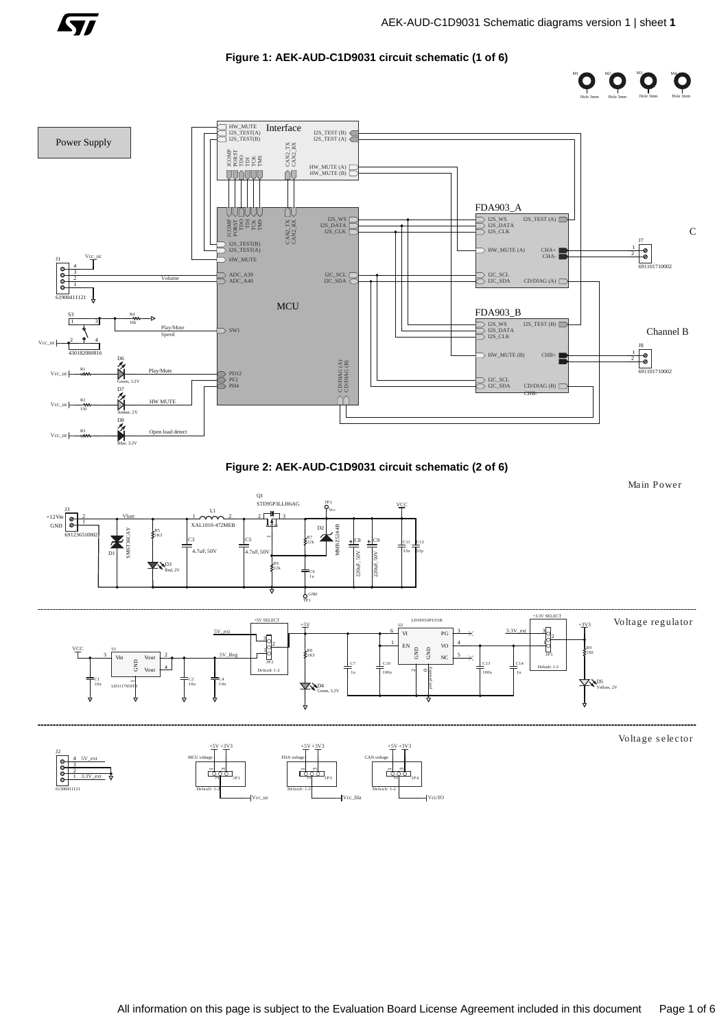# Figure 1: AEK-AUD-C1D9031 circuit schematic (1 of 6)

Power Supply

Interface

MCU

FDA903_A

FDA903_B

Channel B

# Figure 2: AEK-AUD-C1D9031 circuit schematic (2 of 6)

Main Power

Voltage regulator

Voltage selector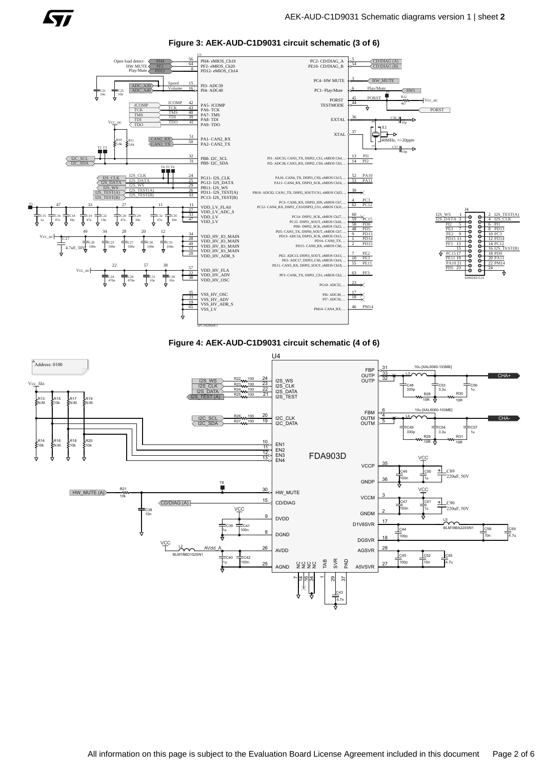**Figure 3: AEK-AUD-C1D9031 circuit schematic (3 of 6)**

**Figure 4: AEK-AUD-C1D9031 circuit schematic (4 of 6)**

All information on this page is subject to the Evaluation Board License Agreement included in this document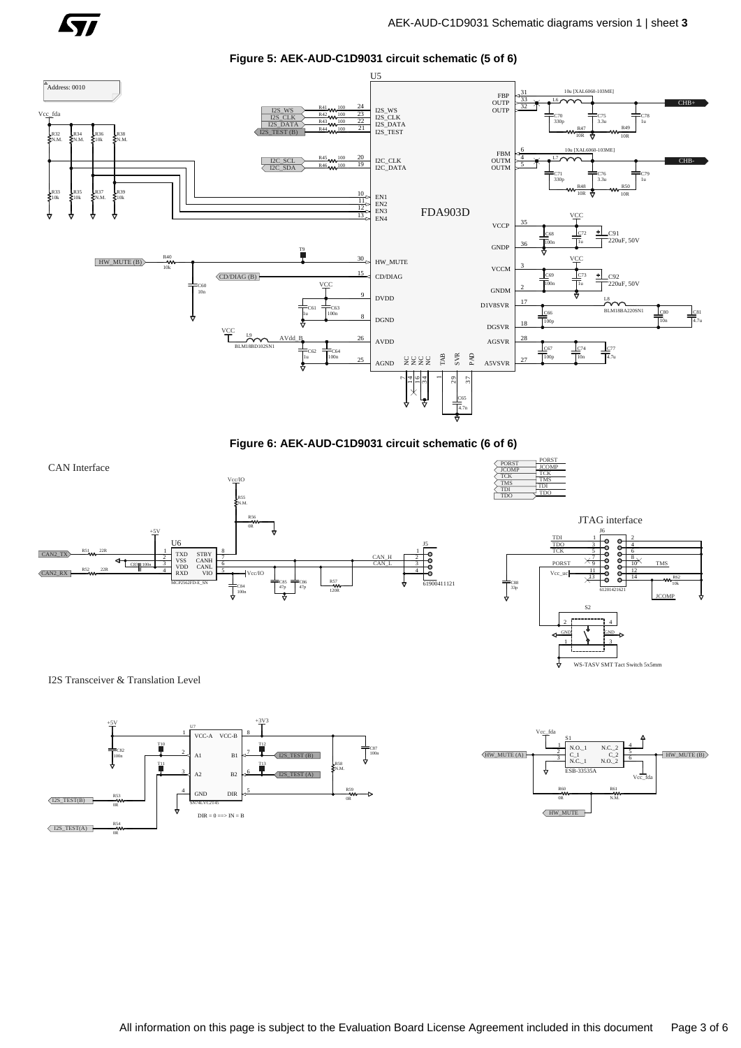## Figure 5: AEK-AUD-C1D9031 circuit schematic (5 of 6)

Address: 0010

U5

FDA903D

Vcc_fda

R32 N.M. R34 N.M. R36 10k R38 N.M.

R33 10k R35 10k R37 N.M. R39 10k

I2S_WS, I2S_CLK, I2S_DATA, I2S_TEST (B)

R41 100, R42 100, R43 100, R44 100

24 I2S_WS, 23 I2S_CLK, 22 I2S_DATA, 21 I2S_TEST

I2C_SCL, I2C_SDA

R45 100, R46 100

20 I2C_CLK, 19 I2C_DATA

10 EN1, 11 EN2, 12 EN3, 13 EN4

HW_MUTE (B) R40 10k — 30 HW_MUTE

T9

C60 10n

CD/DIAG (B) — 15 CD/DIAG

VCC — 9 DVDD, C61 1u, C63 100n, 8 DGND

VCC — L9 BLM18BD102SN1 — AVdd_B — 26 AVDD, C62 1u, C64 100n, 25 AGND

NC NC NC NC (7, 14, 16, 34), TAB (1), SVR (29), PAD (37)

C65 4.7n

31 FBP, 33 OUTP, 32 OUTP — L6 10u [XAL6060-103ME] — CHB+

C70 330p, C75 3.3u, C78 1u, R47 10R, R49 10R

6 FBM, 4 OUTM, 5 OUTM — L7 10u [XAL6060-103ME] — CHB-

C71 330p, C76 3.3u, C79 1u, R48 10R, R50 10R

35 VCCP, 36 GNDP — VCC, C68 100n, C72 1u, C91 220uF, 50V

3 VCCM, 2 GNDM — VCC, C69 100n, C73 1u, C92 220uF, 50V

17 D1V8SVR — L8 BLM18BA220SN1, C66 100p, C80 10n, C81 4.7u

18 DGSVR

28 AGSVR — C67 100p, C74 10n, C77 4.7u

27 A5VSVR

## Figure 6: AEK-AUD-C1D9031 circuit schematic (6 of 6)

### CAN Interface

Vcc/IO, R55 N.M., R56 0R

+5V

U6 MCP2562FD-E_SN

CAN2_TX — R51 22R — 1 TXD

2 VSS, C83 100n

3 VDD

CAN2_RX — R52 22R — 4 RXD

8 STBY, 7 CANH, 6 CANL, 5 VIO — Vcc/IO

C84 100n, C85 47p, C86 47p, R57 120R

CAN_H, CAN_L

J5 61900411121

### JTAG interface

PORST, JCOMP, TCK, TMS, TDI, TDO

J6 61201421621

TDI 1, TDO 3, TCK 5, 7, PORST 9, Vcc_uc 11, 13

2, 4, 6, 8, 10 TMS, 12, 14 — R62 10k — JCOMP

C88 33p

S2 WS-TASV SMT Tact Switch 5x5mm (1, 2, 3, 4, GND)

### I2S Transceiver & Translation Level

+5V, C82 100n

U7 SN74LVC2T45

1 VCC-A, 2 A1, 3 A2, 4 GND

8 VCC-B, 7 B1, 6 B2, 5 DIR

+3V3, C87 100n

T10, T11, T12, T13

I2S_TEST (B), I2S_TEST (A)

R58 N.M., R59 0R

I2S_TEST(B) — R53 0R

I2S_TEST(A) — R54 0R

DIR = 0 ==> IN = B

Vcc_fda

S1 ESB-33535A

1 N.O._1, 2 C_1, 3 N.C._1, 4 N.C._2, 5 C_2, 6 N.O._2

HW_MUTE (A), HW_MUTE (B)

R60 0R, R61 N.M.

HW_MUTE

Vcc_fda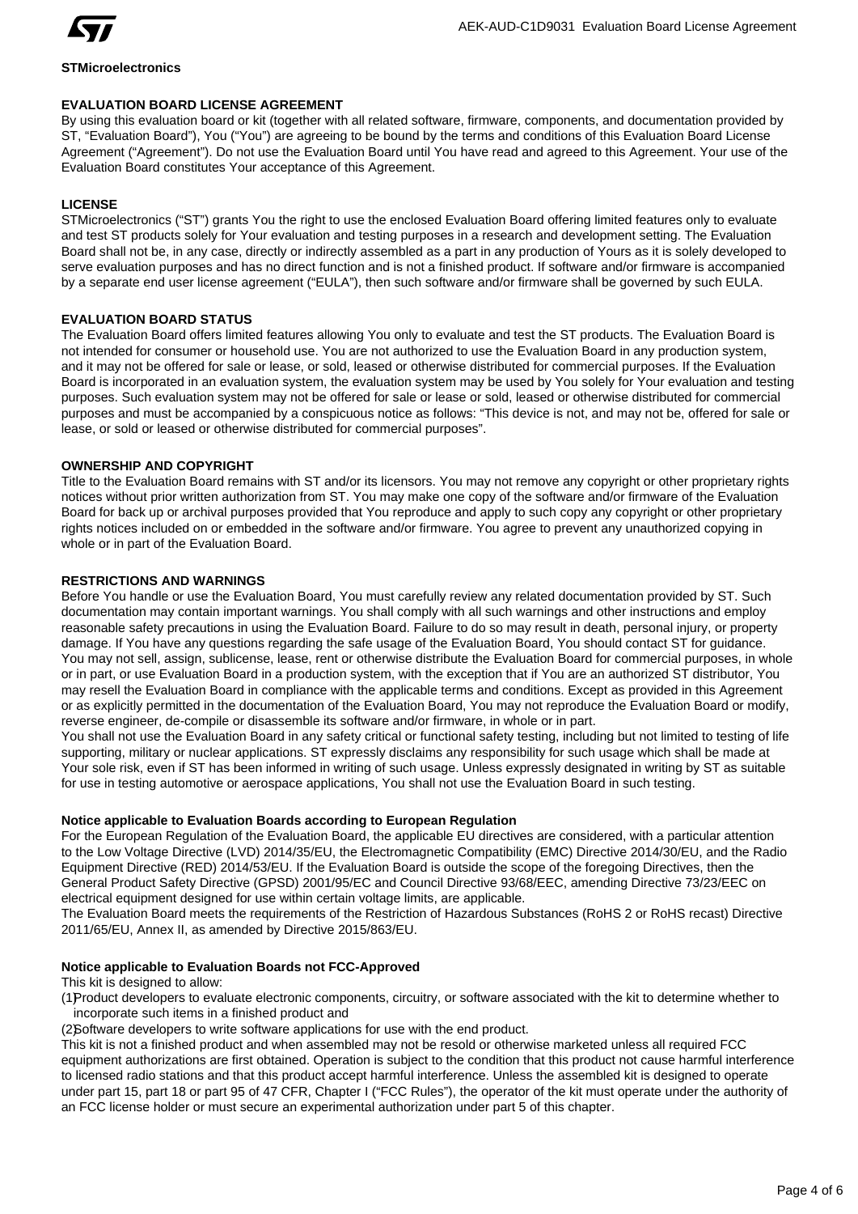**STMicroelectronics**

## EVALUATION BOARD LICENSE AGREEMENT

By using this evaluation board or kit (together with all related software, firmware, components, and documentation provided by ST, "Evaluation Board"), You ("You") are agreeing to be bound by the terms and conditions of this Evaluation Board License Agreement ("Agreement"). Do not use the Evaluation Board until You have read and agreed to this Agreement. Your use of the Evaluation Board constitutes Your acceptance of this Agreement.

### LICENSE

STMicroelectronics ("ST") grants You the right to use the enclosed Evaluation Board offering limited features only to evaluate and test ST products solely for Your evaluation and testing purposes in a research and development setting. The Evaluation Board shall not be, in any case, directly or indirectly assembled as a part in any production of Yours as it is solely developed to serve evaluation purposes and has no direct function and is not a finished product. If software and/or firmware is accompanied by a separate end user license agreement ("EULA"), then such software and/or firmware shall be governed by such EULA.

### EVALUATION BOARD STATUS

The Evaluation Board offers limited features allowing You only to evaluate and test the ST products. The Evaluation Board is not intended for consumer or household use. You are not authorized to use the Evaluation Board in any production system, and it may not be offered for sale or lease, or sold, leased or otherwise distributed for commercial purposes. If the Evaluation Board is incorporated in an evaluation system, the evaluation system may be used by You solely for Your evaluation and testing purposes. Such evaluation system may not be offered for sale or lease or sold, leased or otherwise distributed for commercial purposes and must be accompanied by a conspicuous notice as follows: "This device is not, and may not be, offered for sale or lease, or sold or leased or otherwise distributed for commercial purposes".

### OWNERSHIP AND COPYRIGHT

Title to the Evaluation Board remains with ST and/or its licensors. You may not remove any copyright or other proprietary rights notices without prior written authorization from ST. You may make one copy of the software and/or firmware of the Evaluation Board for back up or archival purposes provided that You reproduce and apply to such copy any copyright or other proprietary rights notices included on or embedded in the software and/or firmware. You agree to prevent any unauthorized copying in whole or in part of the Evaluation Board.

### RESTRICTIONS AND WARNINGS

Before You handle or use the Evaluation Board, You must carefully review any related documentation provided by ST. Such documentation may contain important warnings. You shall comply with all such warnings and other instructions and employ reasonable safety precautions in using the Evaluation Board. Failure to do so may result in death, personal injury, or property damage. If You have any questions regarding the safe usage of the Evaluation Board, You should contact ST for guidance. You may not sell, assign, sublicense, lease, rent or otherwise distribute the Evaluation Board for commercial purposes, in whole or in part, or use Evaluation Board in a production system, with the exception that if You are an authorized ST distributor, You may resell the Evaluation Board in compliance with the applicable terms and conditions. Except as provided in this Agreement or as explicitly permitted in the documentation of the Evaluation Board, You may not reproduce the Evaluation Board or modify, reverse engineer, de-compile or disassemble its software and/or firmware, in whole or in part.

You shall not use the Evaluation Board in any safety critical or functional safety testing, including but not limited to testing of life supporting, military or nuclear applications. ST expressly disclaims any responsibility for such usage which shall be made at Your sole risk, even if ST has been informed in writing of such usage. Unless expressly designated in writing by ST as suitable for use in testing automotive or aerospace applications, You shall not use the Evaluation Board in such testing.

### Notice applicable to Evaluation Boards according to European Regulation

For the European Regulation of the Evaluation Board, the applicable EU directives are considered, with a particular attention to the Low Voltage Directive (LVD) 2014/35/EU, the Electromagnetic Compatibility (EMC) Directive 2014/30/EU, and the Radio Equipment Directive (RED) 2014/53/EU. If the Evaluation Board is outside the scope of the foregoing Directives, then the General Product Safety Directive (GPSD) 2001/95/EC and Council Directive 93/68/EEC, amending Directive 73/23/EEC on electrical equipment designed for use within certain voltage limits, are applicable.

The Evaluation Board meets the requirements of the Restriction of Hazardous Substances (RoHS 2 or RoHS recast) Directive 2011/65/EU, Annex II, as amended by Directive 2015/863/EU.

### Notice applicable to Evaluation Boards not FCC-Approved

This kit is designed to allow:

(1) Product developers to evaluate electronic components, circuitry, or software associated with the kit to determine whether to incorporate such items in a finished product and

(2) Software developers to write software applications for use with the end product.

This kit is not a finished product and when assembled may not be resold or otherwise marketed unless all required FCC equipment authorizations are first obtained. Operation is subject to the condition that this product not cause harmful interference to licensed radio stations and that this product accept harmful interference. Unless the assembled kit is designed to operate under part 15, part 18 or part 95 of 47 CFR, Chapter I ("FCC Rules"), the operator of the kit must operate under the authority of an FCC license holder or must secure an experimental authorization under part 5 of this chapter.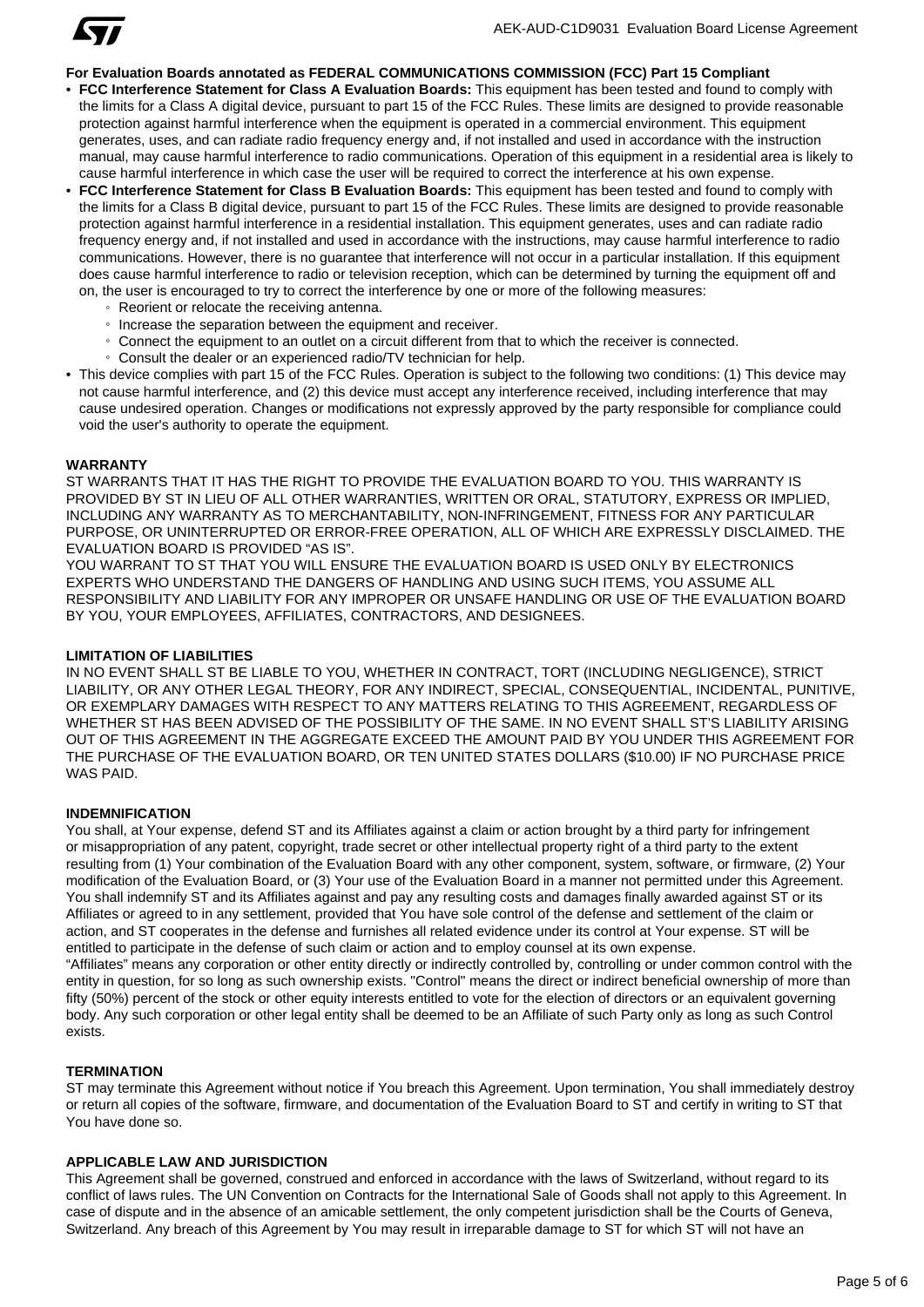**For Evaluation Boards annotated as FEDERAL COMMUNICATIONS COMMISSION (FCC) Part 15 Compliant**

- **FCC Interference Statement for Class A Evaluation Boards:** This equipment has been tested and found to comply with the limits for a Class A digital device, pursuant to part 15 of the FCC Rules. These limits are designed to provide reasonable protection against harmful interference when the equipment is operated in a commercial environment. This equipment generates, uses, and can radiate radio frequency energy and, if not installed and used in accordance with the instruction manual, may cause harmful interference to radio communications. Operation of this equipment in a residential area is likely to cause harmful interference in which case the user will be required to correct the interference at his own expense.
- **FCC Interference Statement for Class B Evaluation Boards:** This equipment has been tested and found to comply with the limits for a Class B digital device, pursuant to part 15 of the FCC Rules. These limits are designed to provide reasonable protection against harmful interference in a residential installation. This equipment generates, uses and can radiate radio frequency energy and, if not installed and used in accordance with the instructions, may cause harmful interference to radio communications. However, there is no guarantee that interference will not occur in a particular installation. If this equipment does cause harmful interference to radio or television reception, which can be determined by turning the equipment off and on, the user is encouraged to try to correct the interference by one or more of the following measures:
  - Reorient or relocate the receiving antenna.
  - Increase the separation between the equipment and receiver.
  - Connect the equipment to an outlet on a circuit different from that to which the receiver is connected.
  - Consult the dealer or an experienced radio/TV technician for help.
- This device complies with part 15 of the FCC Rules. Operation is subject to the following two conditions: (1) This device may not cause harmful interference, and (2) this device must accept any interference received, including interference that may cause undesired operation. Changes or modifications not expressly approved by the party responsible for compliance could void the user's authority to operate the equipment.

**WARRANTY**

ST WARRANTS THAT IT HAS THE RIGHT TO PROVIDE THE EVALUATION BOARD TO YOU. THIS WARRANTY IS PROVIDED BY ST IN LIEU OF ALL OTHER WARRANTIES, WRITTEN OR ORAL, STATUTORY, EXPRESS OR IMPLIED, INCLUDING ANY WARRANTY AS TO MERCHANTABILITY, NON-INFRINGEMENT, FITNESS FOR ANY PARTICULAR PURPOSE, OR UNINTERRUPTED OR ERROR-FREE OPERATION, ALL OF WHICH ARE EXPRESSLY DISCLAIMED. THE EVALUATION BOARD IS PROVIDED "AS IS".

YOU WARRANT TO ST THAT YOU WILL ENSURE THE EVALUATION BOARD IS USED ONLY BY ELECTRONICS EXPERTS WHO UNDERSTAND THE DANGERS OF HANDLING AND USING SUCH ITEMS, YOU ASSUME ALL RESPONSIBILITY AND LIABILITY FOR ANY IMPROPER OR UNSAFE HANDLING OR USE OF THE EVALUATION BOARD BY YOU, YOUR EMPLOYEES, AFFILIATES, CONTRACTORS, AND DESIGNEES.

**LIMITATION OF LIABILITIES**

IN NO EVENT SHALL ST BE LIABLE TO YOU, WHETHER IN CONTRACT, TORT (INCLUDING NEGLIGENCE), STRICT LIABILITY, OR ANY OTHER LEGAL THEORY, FOR ANY INDIRECT, SPECIAL, CONSEQUENTIAL, INCIDENTAL, PUNITIVE, OR EXEMPLARY DAMAGES WITH RESPECT TO ANY MATTERS RELATING TO THIS AGREEMENT, REGARDLESS OF WHETHER ST HAS BEEN ADVISED OF THE POSSIBILITY OF THE SAME. IN NO EVENT SHALL ST'S LIABILITY ARISING OUT OF THIS AGREEMENT IN THE AGGREGATE EXCEED THE AMOUNT PAID BY YOU UNDER THIS AGREEMENT FOR THE PURCHASE OF THE EVALUATION BOARD, OR TEN UNITED STATES DOLLARS ($10.00) IF NO PURCHASE PRICE WAS PAID.

**INDEMNIFICATION**

You shall, at Your expense, defend ST and its Affiliates against a claim or action brought by a third party for infringement or misappropriation of any patent, copyright, trade secret or other intellectual property right of a third party to the extent resulting from (1) Your combination of the Evaluation Board with any other component, system, software, or firmware, (2) Your modification of the Evaluation Board, or (3) Your use of the Evaluation Board in a manner not permitted under this Agreement. You shall indemnify ST and its Affiliates against and pay any resulting costs and damages finally awarded against ST or its Affiliates or agreed to in any settlement, provided that You have sole control of the defense and settlement of the claim or action, and ST cooperates in the defense and furnishes all related evidence under its control at Your expense. ST will be entitled to participate in the defense of such claim or action and to employ counsel at its own expense.

"Affiliates" means any corporation or other entity directly or indirectly controlled by, controlling or under common control with the entity in question, for so long as such ownership exists. "Control" means the direct or indirect beneficial ownership of more than fifty (50%) percent of the stock or other equity interests entitled to vote for the election of directors or an equivalent governing body. Any such corporation or other legal entity shall be deemed to be an Affiliate of such Party only as long as such Control exists.

**TERMINATION**

ST may terminate this Agreement without notice if You breach this Agreement. Upon termination, You shall immediately destroy or return all copies of the software, firmware, and documentation of the Evaluation Board to ST and certify in writing to ST that You have done so.

**APPLICABLE LAW AND JURISDICTION**

This Agreement shall be governed, construed and enforced in accordance with the laws of Switzerland, without regard to its conflict of laws rules. The UN Convention on Contracts for the International Sale of Goods shall not apply to this Agreement. In case of dispute and in the absence of an amicable settlement, the only competent jurisdiction shall be the Courts of Geneva, Switzerland. Any breach of this Agreement by You may result in irreparable damage to ST for which ST will not have an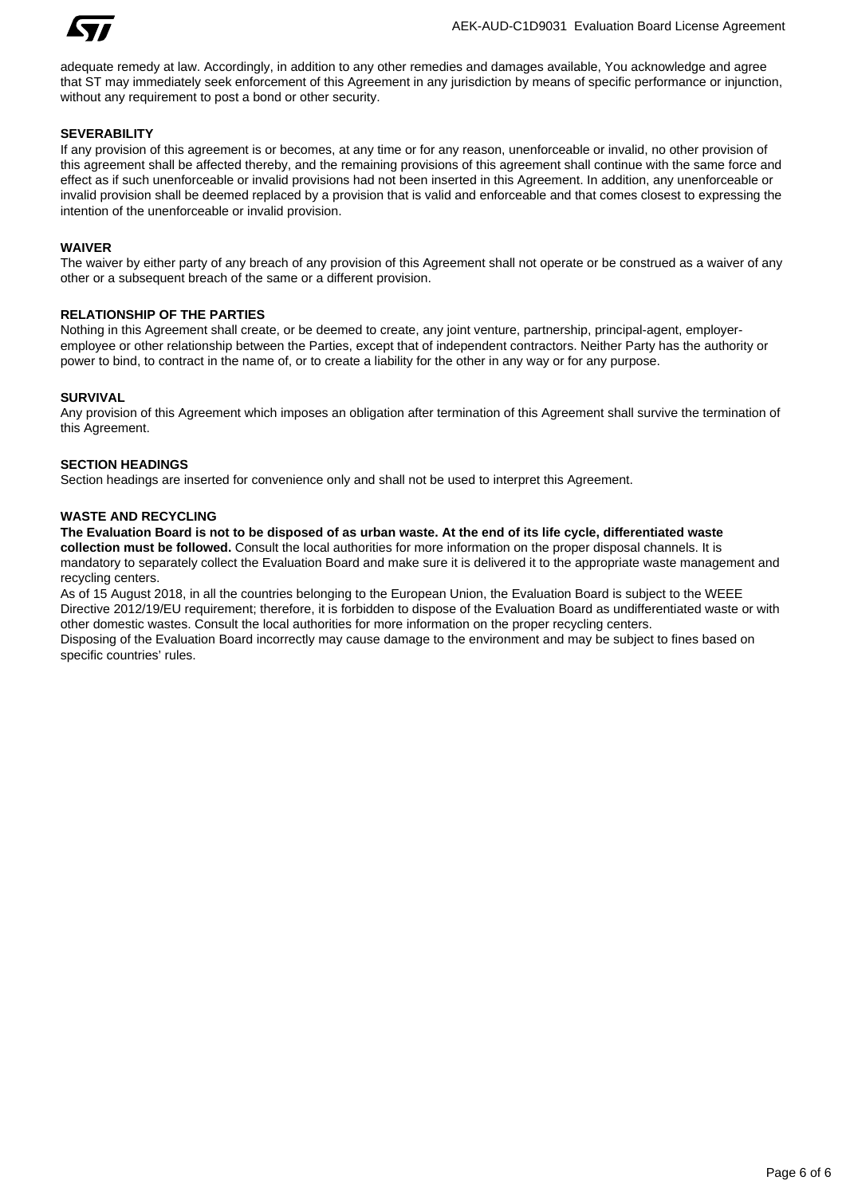adequate remedy at law. Accordingly, in addition to any other remedies and damages available, You acknowledge and agree that ST may immediately seek enforcement of this Agreement in any jurisdiction by means of specific performance or injunction, without any requirement to post a bond or other security.

**SEVERABILITY**

If any provision of this agreement is or becomes, at any time or for any reason, unenforceable or invalid, no other provision of this agreement shall be affected thereby, and the remaining provisions of this agreement shall continue with the same force and effect as if such unenforceable or invalid provisions had not been inserted in this Agreement. In addition, any unenforceable or invalid provision shall be deemed replaced by a provision that is valid and enforceable and that comes closest to expressing the intention of the unenforceable or invalid provision.

**WAIVER**

The waiver by either party of any breach of any provision of this Agreement shall not operate or be construed as a waiver of any other or a subsequent breach of the same or a different provision.

**RELATIONSHIP OF THE PARTIES**

Nothing in this Agreement shall create, or be deemed to create, any joint venture, partnership, principal-agent, employer-employee or other relationship between the Parties, except that of independent contractors. Neither Party has the authority or power to bind, to contract in the name of, or to create a liability for the other in any way or for any purpose.

**SURVIVAL**

Any provision of this Agreement which imposes an obligation after termination of this Agreement shall survive the termination of this Agreement.

**SECTION HEADINGS**

Section headings are inserted for convenience only and shall not be used to interpret this Agreement.

**WASTE AND RECYCLING**

**The Evaluation Board is not to be disposed of as urban waste. At the end of its life cycle, differentiated waste collection must be followed.** Consult the local authorities for more information on the proper disposal channels. It is mandatory to separately collect the Evaluation Board and make sure it is delivered it to the appropriate waste management and recycling centers.
As of 15 August 2018, in all the countries belonging to the European Union, the Evaluation Board is subject to the WEEE Directive 2012/19/EU requirement; therefore, it is forbidden to dispose of the Evaluation Board as undifferentiated waste or with other domestic wastes. Consult the local authorities for more information on the proper recycling centers.
Disposing of the Evaluation Board incorrectly may cause damage to the environment and may be subject to fines based on specific countries' rules.